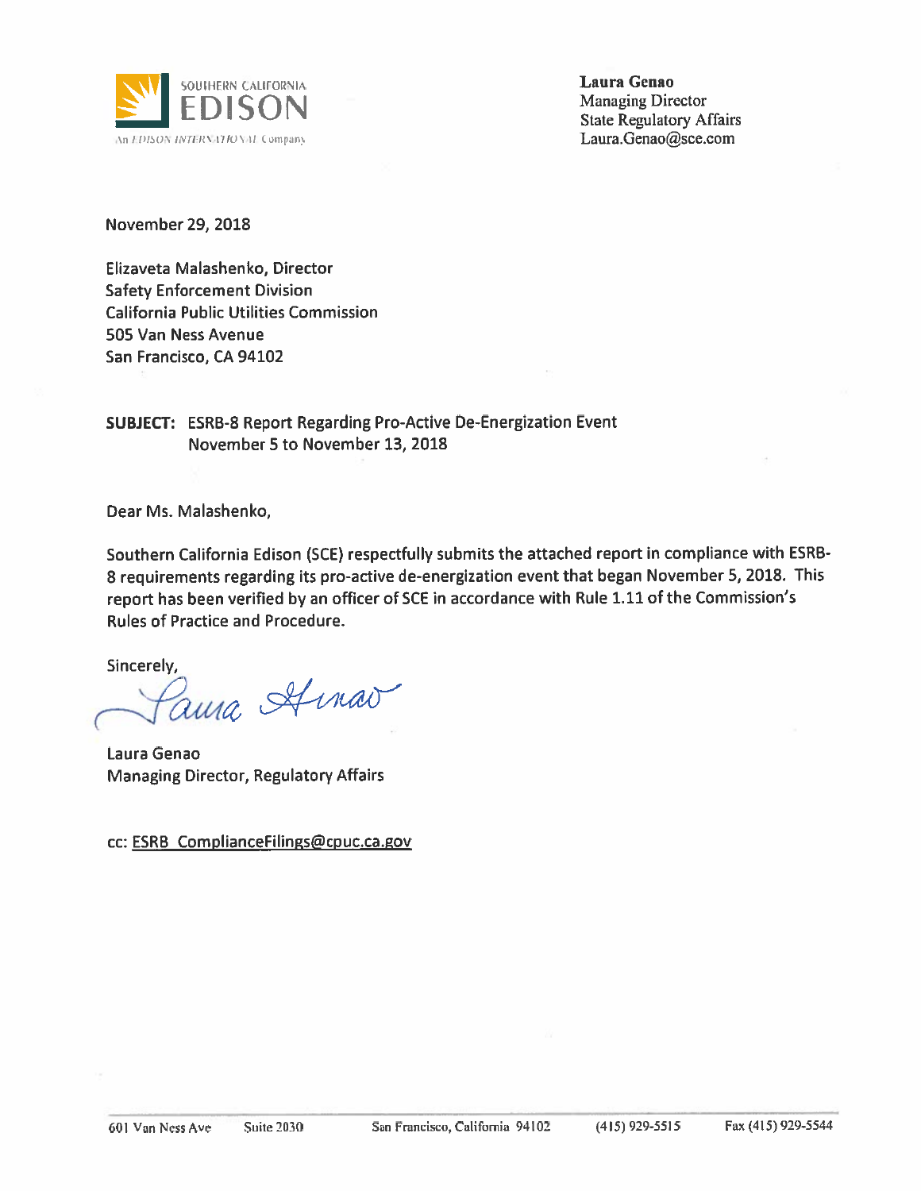SOUTHERN CALIFORNIA
EDISON
An EDISON INTERNATIONAL Company

**Laura Genao**
Managing Director
State Regulatory Affairs
Laura.Genao@sce.com

November 29, 2018

Elizaveta Malashenko, Director
Safety Enforcement Division
California Public Utilities Commission
505 Van Ness Avenue
San Francisco, CA 94102

**SUBJECT:** ESRB-8 Report Regarding Pro-Active De-Energization Event November 5 to November 13, 2018

Dear Ms. Malashenko,

Southern California Edison (SCE) respectfully submits the attached report in compliance with ESRB-8 requirements regarding its pro-active de-energization event that began November 5, 2018. This report has been verified by an officer of SCE in accordance with Rule 1.11 of the Commission's Rules of Practice and Procedure.

Sincerely,

Laura Genao

Laura Genao
Managing Director, Regulatory Affairs

cc: ESRB_ComplianceFilings@cpuc.ca.gov

601 Van Ness Ave Suite 2030 San Francisco, California 94102 (415) 929-5515 Fax (415) 929-5544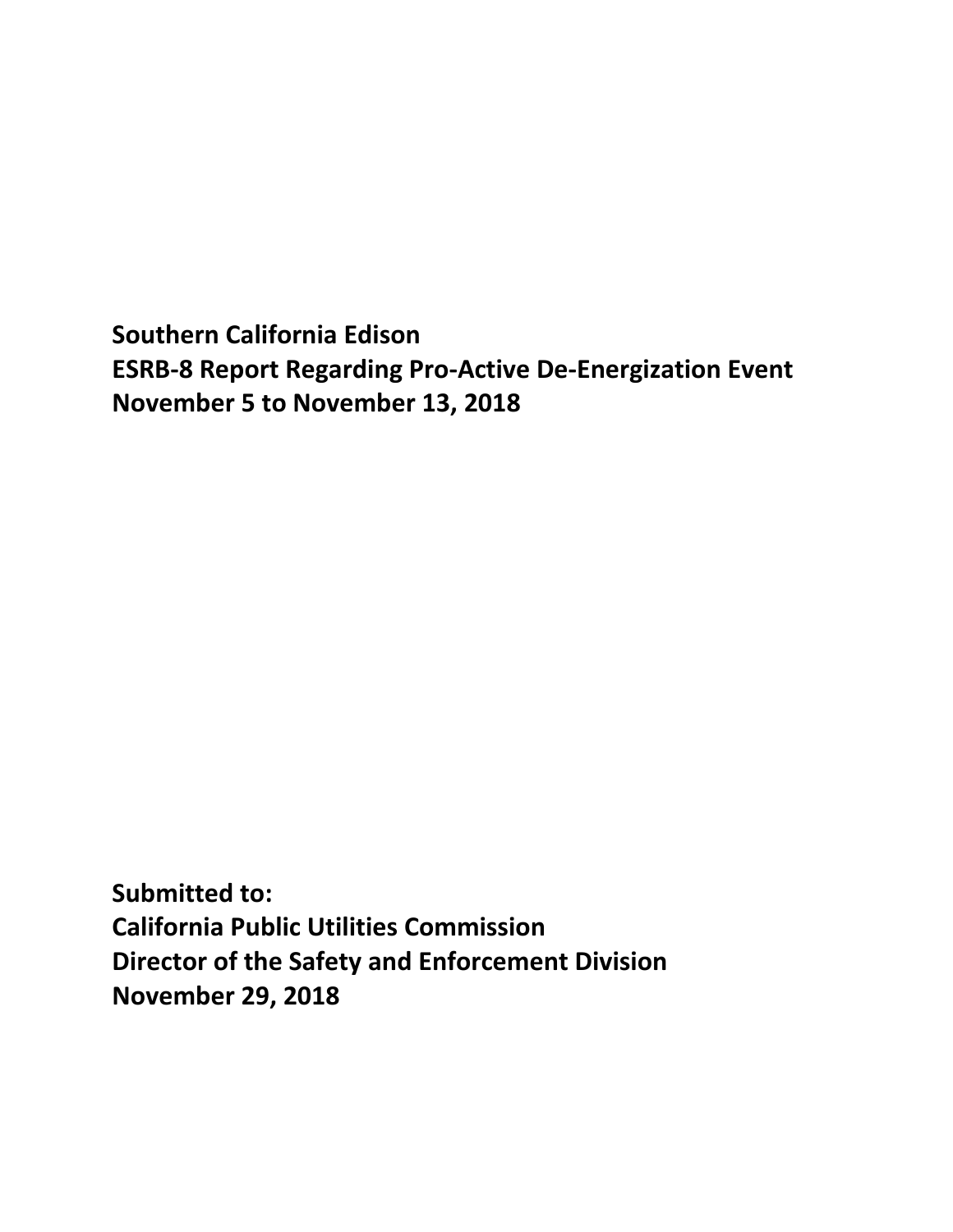**Southern California Edison**
**ESRB-8 Report Regarding Pro-Active De-Energization Event**
**November 5 to November 13, 2018**

**Submitted to:**
**California Public Utilities Commission**
**Director of the Safety and Enforcement Division**
**November 29, 2018**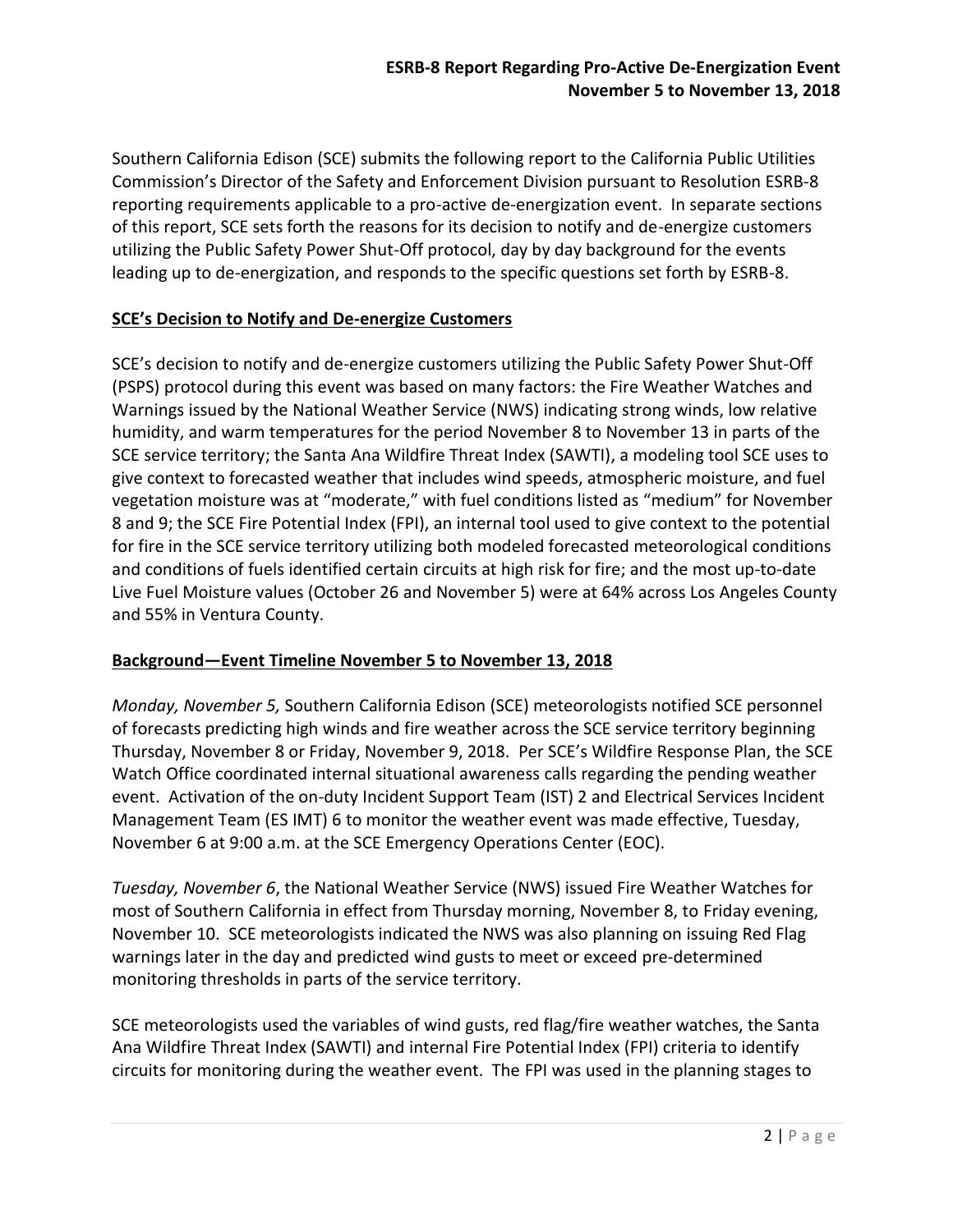Southern California Edison (SCE) submits the following report to the California Public Utilities Commission's Director of the Safety and Enforcement Division pursuant to Resolution ESRB-8 reporting requirements applicable to a pro-active de-energization event. In separate sections of this report, SCE sets forth the reasons for its decision to notify and de-energize customers utilizing the Public Safety Power Shut-Off protocol, day by day background for the events leading up to de-energization, and responds to the specific questions set forth by ESRB-8.

## SCE's Decision to Notify and De-energize Customers

SCE's decision to notify and de-energize customers utilizing the Public Safety Power Shut-Off (PSPS) protocol during this event was based on many factors: the Fire Weather Watches and Warnings issued by the National Weather Service (NWS) indicating strong winds, low relative humidity, and warm temperatures for the period November 8 to November 13 in parts of the SCE service territory; the Santa Ana Wildfire Threat Index (SAWTI), a modeling tool SCE uses to give context to forecasted weather that includes wind speeds, atmospheric moisture, and fuel vegetation moisture was at "moderate," with fuel conditions listed as "medium" for November 8 and 9; the SCE Fire Potential Index (FPI), an internal tool used to give context to the potential for fire in the SCE service territory utilizing both modeled forecasted meteorological conditions and conditions of fuels identified certain circuits at high risk for fire; and the most up-to-date Live Fuel Moisture values (October 26 and November 5) were at 64% across Los Angeles County and 55% in Ventura County.

## Background—Event Timeline November 5 to November 13, 2018

*Monday, November 5,* Southern California Edison (SCE) meteorologists notified SCE personnel of forecasts predicting high winds and fire weather across the SCE service territory beginning Thursday, November 8 or Friday, November 9, 2018. Per SCE's Wildfire Response Plan, the SCE Watch Office coordinated internal situational awareness calls regarding the pending weather event. Activation of the on-duty Incident Support Team (IST) 2 and Electrical Services Incident Management Team (ES IMT) 6 to monitor the weather event was made effective, Tuesday, November 6 at 9:00 a.m. at the SCE Emergency Operations Center (EOC).

*Tuesday, November 6*, the National Weather Service (NWS) issued Fire Weather Watches for most of Southern California in effect from Thursday morning, November 8, to Friday evening, November 10. SCE meteorologists indicated the NWS was also planning on issuing Red Flag warnings later in the day and predicted wind gusts to meet or exceed pre-determined monitoring thresholds in parts of the service territory.

SCE meteorologists used the variables of wind gusts, red flag/fire weather watches, the Santa Ana Wildfire Threat Index (SAWTI) and internal Fire Potential Index (FPI) criteria to identify circuits for monitoring during the weather event. The FPI was used in the planning stages to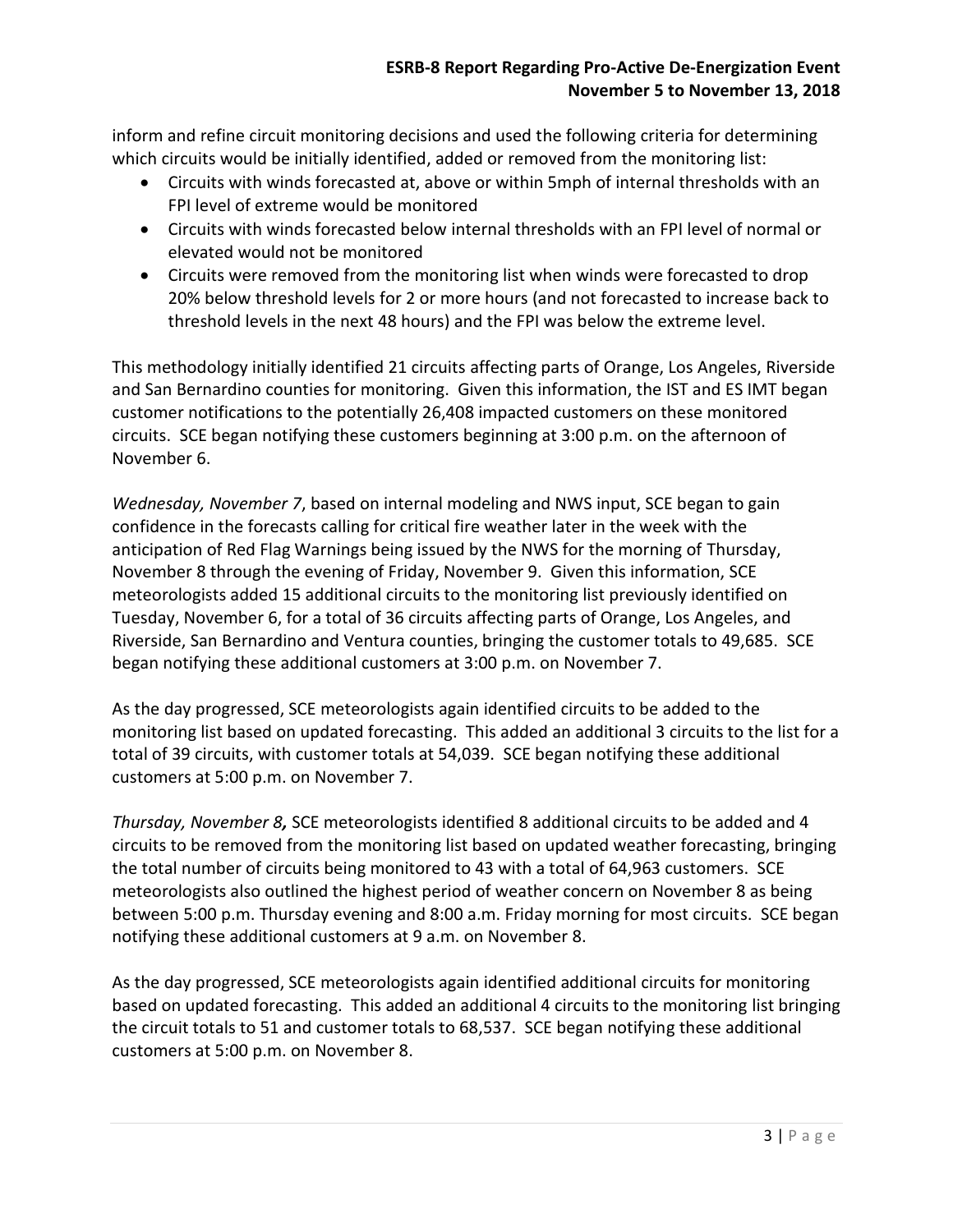inform and refine circuit monitoring decisions and used the following criteria for determining which circuits would be initially identified, added or removed from the monitoring list:

- Circuits with winds forecasted at, above or within 5mph of internal thresholds with an FPI level of extreme would be monitored
- Circuits with winds forecasted below internal thresholds with an FPI level of normal or elevated would not be monitored
- Circuits were removed from the monitoring list when winds were forecasted to drop 20% below threshold levels for 2 or more hours (and not forecasted to increase back to threshold levels in the next 48 hours) and the FPI was below the extreme level.

This methodology initially identified 21 circuits affecting parts of Orange, Los Angeles, Riverside and San Bernardino counties for monitoring. Given this information, the IST and ES IMT began customer notifications to the potentially 26,408 impacted customers on these monitored circuits. SCE began notifying these customers beginning at 3:00 p.m. on the afternoon of November 6.

*Wednesday, November 7*, based on internal modeling and NWS input, SCE began to gain confidence in the forecasts calling for critical fire weather later in the week with the anticipation of Red Flag Warnings being issued by the NWS for the morning of Thursday, November 8 through the evening of Friday, November 9. Given this information, SCE meteorologists added 15 additional circuits to the monitoring list previously identified on Tuesday, November 6, for a total of 36 circuits affecting parts of Orange, Los Angeles, and Riverside, San Bernardino and Ventura counties, bringing the customer totals to 49,685. SCE began notifying these additional customers at 3:00 p.m. on November 7.

As the day progressed, SCE meteorologists again identified circuits to be added to the monitoring list based on updated forecasting. This added an additional 3 circuits to the list for a total of 39 circuits, with customer totals at 54,039. SCE began notifying these additional customers at 5:00 p.m. on November 7.

*Thursday, November 8***,** SCE meteorologists identified 8 additional circuits to be added and 4 circuits to be removed from the monitoring list based on updated weather forecasting, bringing the total number of circuits being monitored to 43 with a total of 64,963 customers. SCE meteorologists also outlined the highest period of weather concern on November 8 as being between 5:00 p.m. Thursday evening and 8:00 a.m. Friday morning for most circuits. SCE began notifying these additional customers at 9 a.m. on November 8.

As the day progressed, SCE meteorologists again identified additional circuits for monitoring based on updated forecasting. This added an additional 4 circuits to the monitoring list bringing the circuit totals to 51 and customer totals to 68,537. SCE began notifying these additional customers at 5:00 p.m. on November 8.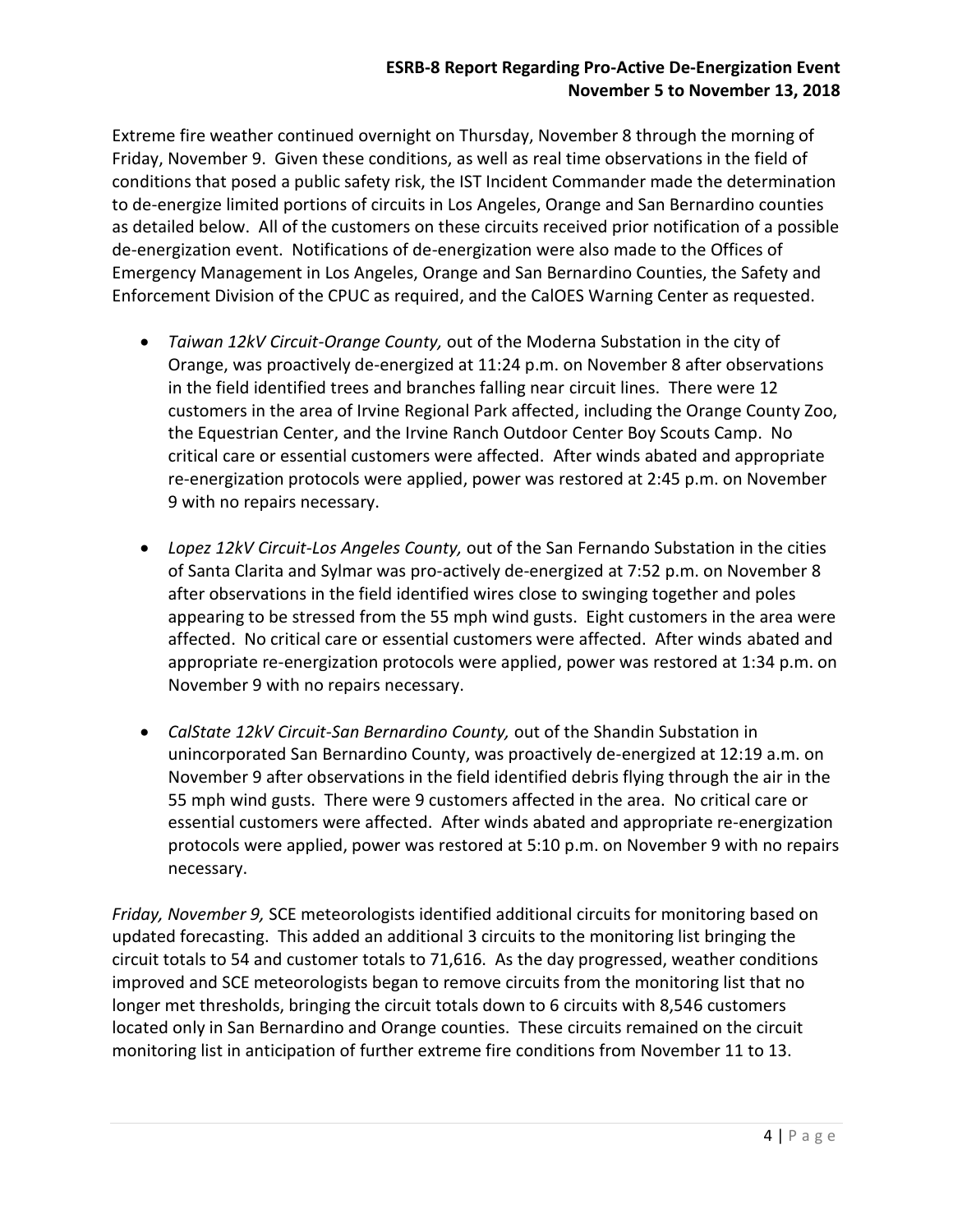Extreme fire weather continued overnight on Thursday, November 8 through the morning of Friday, November 9. Given these conditions, as well as real time observations in the field of conditions that posed a public safety risk, the IST Incident Commander made the determination to de-energize limited portions of circuits in Los Angeles, Orange and San Bernardino counties as detailed below. All of the customers on these circuits received prior notification of a possible de-energization event. Notifications of de-energization were also made to the Offices of Emergency Management in Los Angeles, Orange and San Bernardino Counties, the Safety and Enforcement Division of the CPUC as required, and the CalOES Warning Center as requested.

- *Taiwan 12kV Circuit-Orange County,* out of the Moderna Substation in the city of Orange, was proactively de-energized at 11:24 p.m. on November 8 after observations in the field identified trees and branches falling near circuit lines. There were 12 customers in the area of Irvine Regional Park affected, including the Orange County Zoo, the Equestrian Center, and the Irvine Ranch Outdoor Center Boy Scouts Camp. No critical care or essential customers were affected. After winds abated and appropriate re-energization protocols were applied, power was restored at 2:45 p.m. on November 9 with no repairs necessary.

- *Lopez 12kV Circuit-Los Angeles County,* out of the San Fernando Substation in the cities of Santa Clarita and Sylmar was pro-actively de-energized at 7:52 p.m. on November 8 after observations in the field identified wires close to swinging together and poles appearing to be stressed from the 55 mph wind gusts. Eight customers in the area were affected. No critical care or essential customers were affected. After winds abated and appropriate re-energization protocols were applied, power was restored at 1:34 p.m. on November 9 with no repairs necessary.

- *CalState 12kV Circuit-San Bernardino County,* out of the Shandin Substation in unincorporated San Bernardino County, was proactively de-energized at 12:19 a.m. on November 9 after observations in the field identified debris flying through the air in the 55 mph wind gusts. There were 9 customers affected in the area. No critical care or essential customers were affected. After winds abated and appropriate re-energization protocols were applied, power was restored at 5:10 p.m. on November 9 with no repairs necessary.

*Friday, November 9,* SCE meteorologists identified additional circuits for monitoring based on updated forecasting. This added an additional 3 circuits to the monitoring list bringing the circuit totals to 54 and customer totals to 71,616. As the day progressed, weather conditions improved and SCE meteorologists began to remove circuits from the monitoring list that no longer met thresholds, bringing the circuit totals down to 6 circuits with 8,546 customers located only in San Bernardino and Orange counties. These circuits remained on the circuit monitoring list in anticipation of further extreme fire conditions from November 11 to 13.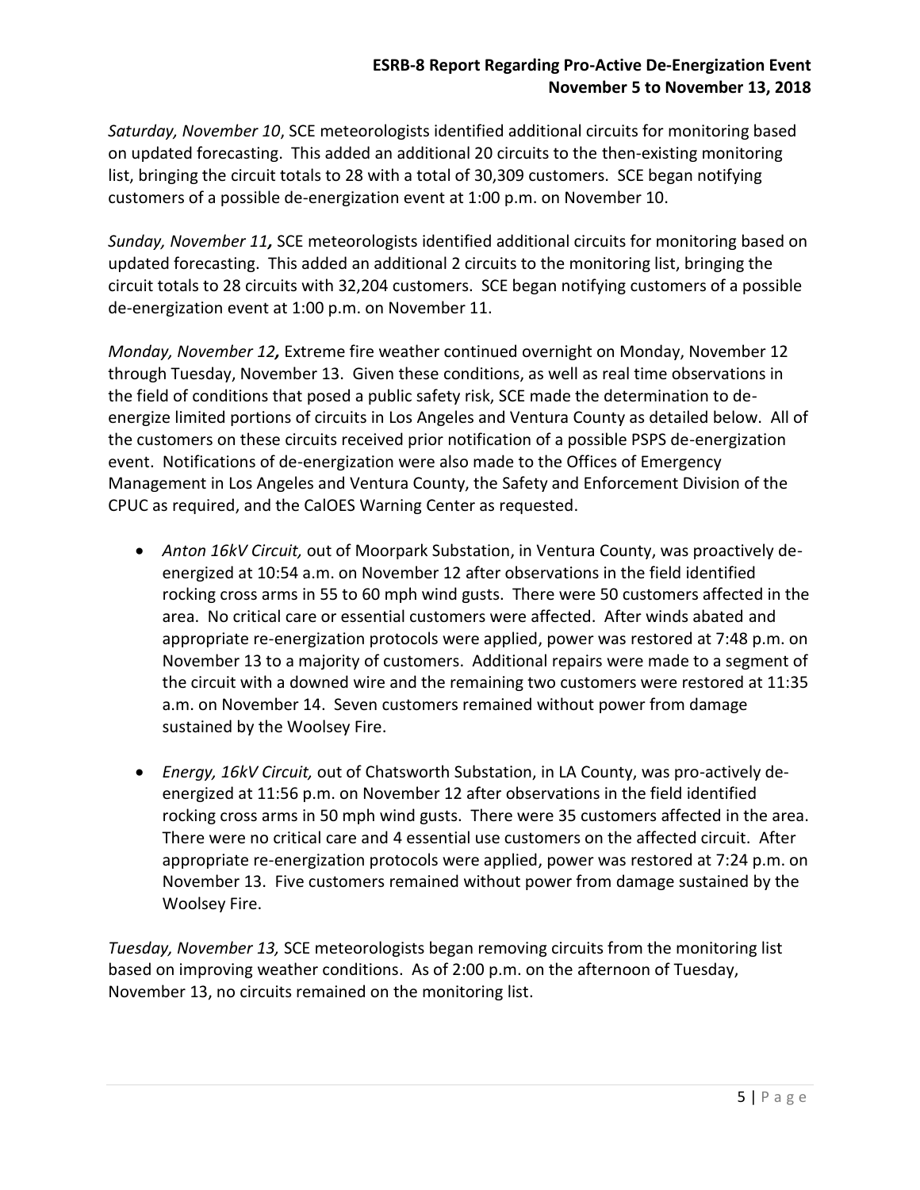*Saturday, November 10*, SCE meteorologists identified additional circuits for monitoring based on updated forecasting. This added an additional 20 circuits to the then-existing monitoring list, bringing the circuit totals to 28 with a total of 30,309 customers. SCE began notifying customers of a possible de-energization event at 1:00 p.m. on November 10.

*Sunday, November 11***,** SCE meteorologists identified additional circuits for monitoring based on updated forecasting. This added an additional 2 circuits to the monitoring list, bringing the circuit totals to 28 circuits with 32,204 customers. SCE began notifying customers of a possible de-energization event at 1:00 p.m. on November 11.

*Monday, November 12***,** Extreme fire weather continued overnight on Monday, November 12 through Tuesday, November 13. Given these conditions, as well as real time observations in the field of conditions that posed a public safety risk, SCE made the determination to de-energize limited portions of circuits in Los Angeles and Ventura County as detailed below. All of the customers on these circuits received prior notification of a possible PSPS de-energization event. Notifications of de-energization were also made to the Offices of Emergency Management in Los Angeles and Ventura County, the Safety and Enforcement Division of the CPUC as required, and the CalOES Warning Center as requested.

- *Anton 16kV Circuit,* out of Moorpark Substation, in Ventura County, was proactively de-energized at 10:54 a.m. on November 12 after observations in the field identified rocking cross arms in 55 to 60 mph wind gusts. There were 50 customers affected in the area. No critical care or essential customers were affected. After winds abated and appropriate re-energization protocols were applied, power was restored at 7:48 p.m. on November 13 to a majority of customers. Additional repairs were made to a segment of the circuit with a downed wire and the remaining two customers were restored at 11:35 a.m. on November 14. Seven customers remained without power from damage sustained by the Woolsey Fire.

- *Energy, 16kV Circuit,* out of Chatsworth Substation, in LA County, was pro-actively de-energized at 11:56 p.m. on November 12 after observations in the field identified rocking cross arms in 50 mph wind gusts. There were 35 customers affected in the area. There were no critical care and 4 essential use customers on the affected circuit. After appropriate re-energization protocols were applied, power was restored at 7:24 p.m. on November 13. Five customers remained without power from damage sustained by the Woolsey Fire.

*Tuesday, November 13,* SCE meteorologists began removing circuits from the monitoring list based on improving weather conditions. As of 2:00 p.m. on the afternoon of Tuesday, November 13, no circuits remained on the monitoring list.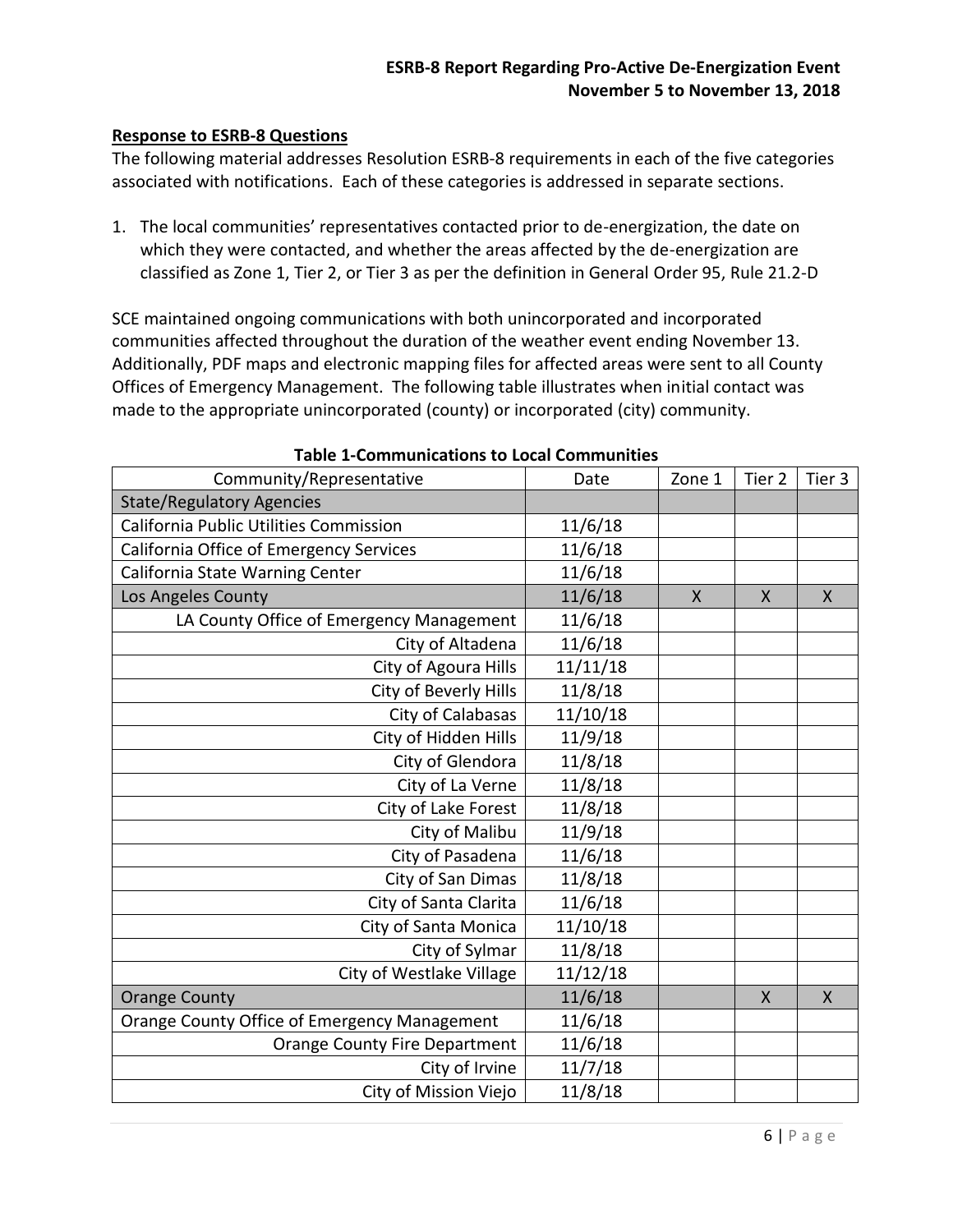**Response to ESRB-8 Questions**

The following material addresses Resolution ESRB-8 requirements in each of the five categories associated with notifications. Each of these categories is addressed in separate sections.

1. The local communities' representatives contacted prior to de-energization, the date on which they were contacted, and whether the areas affected by the de-energization are classified as Zone 1, Tier 2, or Tier 3 as per the definition in General Order 95, Rule 21.2-D

SCE maintained ongoing communications with both unincorporated and incorporated communities affected throughout the duration of the weather event ending November 13. Additionally, PDF maps and electronic mapping files for affected areas were sent to all County Offices of Emergency Management. The following table illustrates when initial contact was made to the appropriate unincorporated (county) or incorporated (city) community.

**Table 1-Communications to Local Communities**

| Community/Representative | Date | Zone 1 | Tier 2 | Tier 3 |
|---|---|---|---|---|
| State/Regulatory Agencies | | | | |
| California Public Utilities Commission | 11/6/18 | | | |
| California Office of Emergency Services | 11/6/18 | | | |
| California State Warning Center | 11/6/18 | | | |
| Los Angeles County | 11/6/18 | X | X | X |
| LA County Office of Emergency Management | 11/6/18 | | | |
| City of Altadena | 11/6/18 | | | |
| City of Agoura Hills | 11/11/18 | | | |
| City of Beverly Hills | 11/8/18 | | | |
| City of Calabasas | 11/10/18 | | | |
| City of Hidden Hills | 11/9/18 | | | |
| City of Glendora | 11/8/18 | | | |
| City of La Verne | 11/8/18 | | | |
| City of Lake Forest | 11/8/18 | | | |
| City of Malibu | 11/9/18 | | | |
| City of Pasadena | 11/6/18 | | | |
| City of San Dimas | 11/8/18 | | | |
| City of Santa Clarita | 11/6/18 | | | |
| City of Santa Monica | 11/10/18 | | | |
| City of Sylmar | 11/8/18 | | | |
| City of Westlake Village | 11/12/18 | | | |
| Orange County | 11/6/18 | | X | X |
| Orange County Office of Emergency Management | 11/6/18 | | | |
| Orange County Fire Department | 11/6/18 | | | |
| City of Irvine | 11/7/18 | | | |
| City of Mission Viejo | 11/8/18 | | | |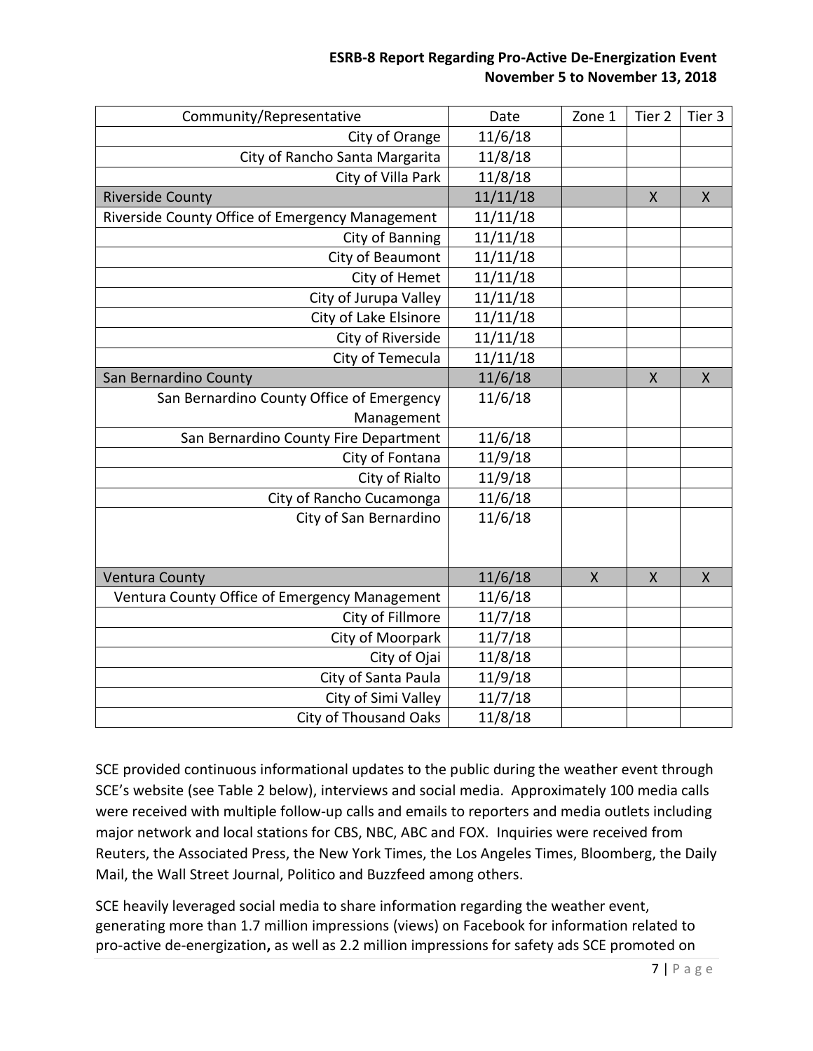| Community/Representative | Date | Zone 1 | Tier 2 | Tier 3 |
|---|---|---|---|---|
| City of Orange | 11/6/18 | | | |
| City of Rancho Santa Margarita | 11/8/18 | | | |
| City of Villa Park | 11/8/18 | | | |
| Riverside County | 11/11/18 | | X | X |
| Riverside County Office of Emergency Management | 11/11/18 | | | |
| City of Banning | 11/11/18 | | | |
| City of Beaumont | 11/11/18 | | | |
| City of Hemet | 11/11/18 | | | |
| City of Jurupa Valley | 11/11/18 | | | |
| City of Lake Elsinore | 11/11/18 | | | |
| City of Riverside | 11/11/18 | | | |
| City of Temecula | 11/11/18 | | | |
| San Bernardino County | 11/6/18 | | X | X |
| San Bernardino County Office of Emergency Management | 11/6/18 | | | |
| San Bernardino County Fire Department | 11/6/18 | | | |
| City of Fontana | 11/9/18 | | | |
| City of Rialto | 11/9/18 | | | |
| City of Rancho Cucamonga | 11/6/18 | | | |
| City of San Bernardino | 11/6/18 | | | |
| Ventura County | 11/6/18 | X | X | X |
| Ventura County Office of Emergency Management | 11/6/18 | | | |
| City of Fillmore | 11/7/18 | | | |
| City of Moorpark | 11/7/18 | | | |
| City of Ojai | 11/8/18 | | | |
| City of Santa Paula | 11/9/18 | | | |
| City of Simi Valley | 11/7/18 | | | |
| City of Thousand Oaks | 11/8/18 | | | |

SCE provided continuous informational updates to the public during the weather event through SCE's website (see Table 2 below), interviews and social media. Approximately 100 media calls were received with multiple follow-up calls and emails to reporters and media outlets including major network and local stations for CBS, NBC, ABC and FOX. Inquiries were received from Reuters, the Associated Press, the New York Times, the Los Angeles Times, Bloomberg, the Daily Mail, the Wall Street Journal, Politico and Buzzfeed among others.

SCE heavily leveraged social media to share information regarding the weather event, generating more than 1.7 million impressions (views) on Facebook for information related to pro-active de-energization**,** as well as 2.2 million impressions for safety ads SCE promoted on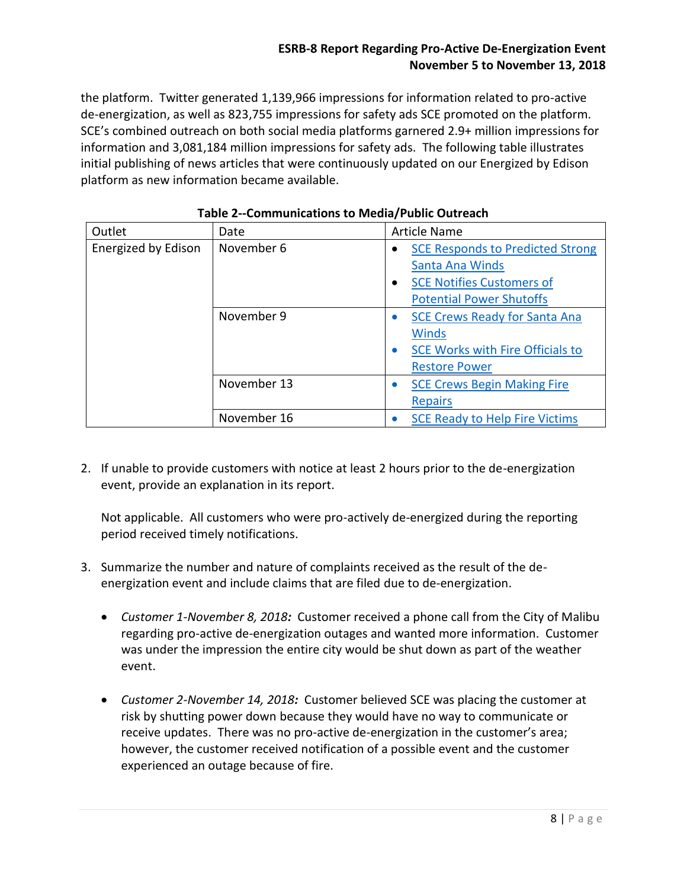the platform. Twitter generated 1,139,966 impressions for information related to pro-active de-energization, as well as 823,755 impressions for safety ads SCE promoted on the platform. SCE's combined outreach on both social media platforms garnered 2.9+ million impressions for information and 3,081,184 million impressions for safety ads. The following table illustrates initial publishing of news articles that were continuously updated on our Energized by Edison platform as new information became available.

**Table 2--Communications to Media/Public Outreach**

| Outlet | Date | Article Name |
|---|---|---|
| Energized by Edison | November 6 | • SCE Responds to Predicted Strong Santa Ana Winds<br>• SCE Notifies Customers of Potential Power Shutoffs |
| | November 9 | • SCE Crews Ready for Santa Ana Winds<br>• SCE Works with Fire Officials to Restore Power |
| | November 13 | • SCE Crews Begin Making Fire Repairs |
| | November 16 | • SCE Ready to Help Fire Victims |

2. If unable to provide customers with notice at least 2 hours prior to the de-energization event, provide an explanation in its report.

   Not applicable. All customers who were pro-actively de-energized during the reporting period received timely notifications.

3. Summarize the number and nature of complaints received as the result of the de-energization event and include claims that are filed due to de-energization.

   - *Customer 1-November 8, 2018:* Customer received a phone call from the City of Malibu regarding pro-active de-energization outages and wanted more information. Customer was under the impression the entire city would be shut down as part of the weather event.

   - *Customer 2-November 14, 2018:* Customer believed SCE was placing the customer at risk by shutting power down because they would have no way to communicate or receive updates. There was no pro-active de-energization in the customer's area; however, the customer received notification of a possible event and the customer experienced an outage because of fire.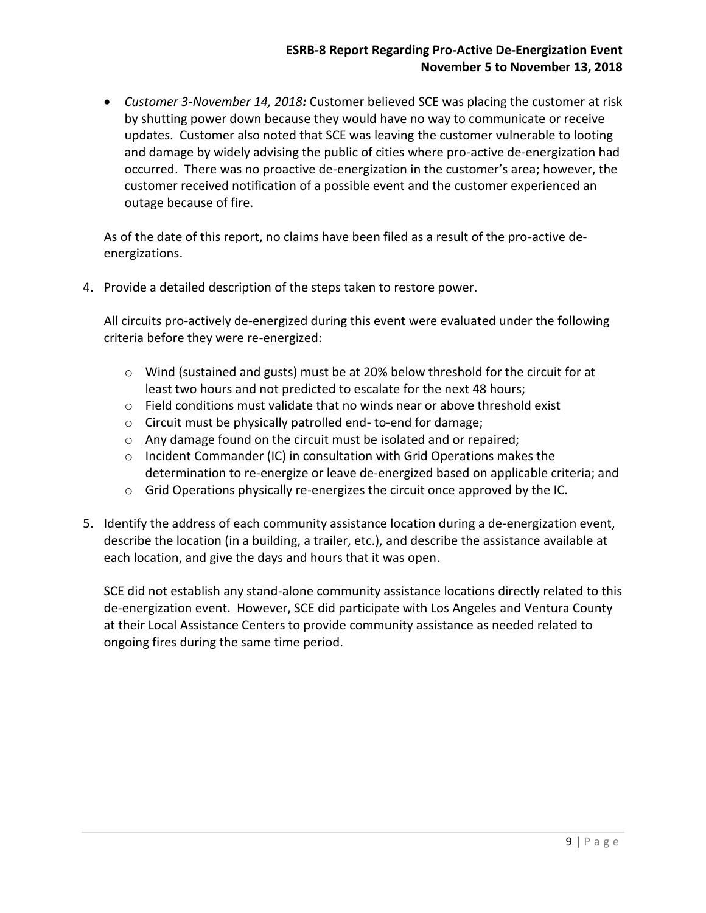- *Customer 3-November 14, 2018:* Customer believed SCE was placing the customer at risk by shutting power down because they would have no way to communicate or receive updates. Customer also noted that SCE was leaving the customer vulnerable to looting and damage by widely advising the public of cities where pro-active de-energization had occurred. There was no proactive de-energization in the customer's area; however, the customer received notification of a possible event and the customer experienced an outage because of fire.

As of the date of this report, no claims have been filed as a result of the pro-active de-energizations.

4. Provide a detailed description of the steps taken to restore power.

   All circuits pro-actively de-energized during this event were evaluated under the following criteria before they were re-energized:

   - Wind (sustained and gusts) must be at 20% below threshold for the circuit for at least two hours and not predicted to escalate for the next 48 hours;
   - Field conditions must validate that no winds near or above threshold exist
   - Circuit must be physically patrolled end- to-end for damage;
   - Any damage found on the circuit must be isolated and or repaired;
   - Incident Commander (IC) in consultation with Grid Operations makes the determination to re-energize or leave de-energized based on applicable criteria; and
   - Grid Operations physically re-energizes the circuit once approved by the IC.

5. Identify the address of each community assistance location during a de-energization event, describe the location (in a building, a trailer, etc.), and describe the assistance available at each location, and give the days and hours that it was open.

   SCE did not establish any stand-alone community assistance locations directly related to this de-energization event. However, SCE did participate with Los Angeles and Ventura County at their Local Assistance Centers to provide community assistance as needed related to ongoing fires during the same time period.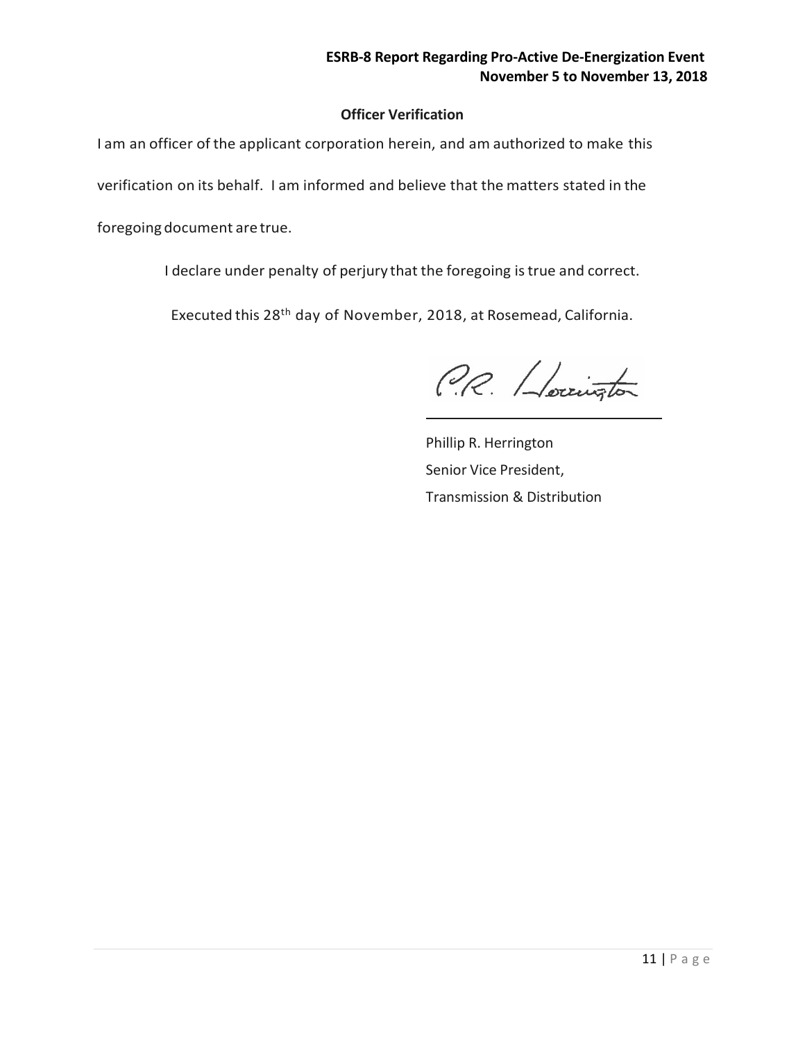## Officer Verification

I am an officer of the applicant corporation herein, and am authorized to make this verification on its behalf. I am informed and believe that the matters stated in the foregoing document are true.

I declare under penalty of perjury that the foregoing is true and correct.

Executed this 28th day of November, 2018, at Rosemead, California.

P.R. Herrington

Phillip R. Herrington
Senior Vice President,
Transmission & Distribution